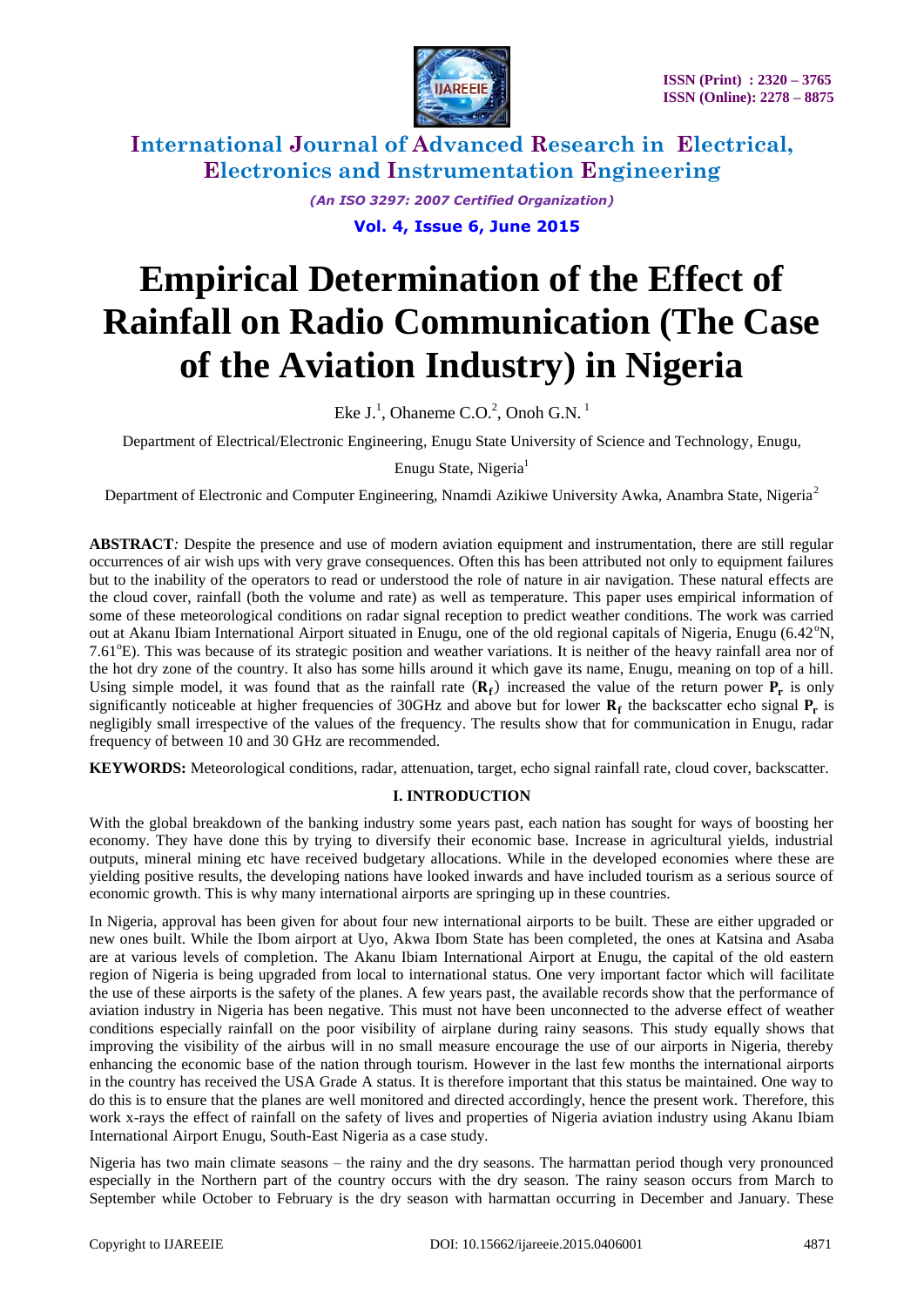# Empirical Determination of the Effect of Rainfall on Radio Communication (The Case of the Aviation Industry) in Nigeria

Eke J.[1], Ohaneme C.O.[2], Onoh G.N.[1]

Department of Electrical/Electronic Engineering, Enugu State University of Science and Technology, Enugu, Enugu State, Nigeria[1]

Department of Electronic and Computer Engineering, Nnamdi Azikiwe University Awka, Anambra State, Nigeria[2]

**ABSTRACT**: Despite the presence and use of modern aviation equipment and instrumentation, there are still regular occurrences of air wish ups with very grave consequences. Often this has been attributed not only to equipment failures but to the inability of the operators to read or understood the role of nature in air navigation. These natural effects are the cloud cover, rainfall (both the volume and rate) as well as temperature. This paper uses empirical information of some of these meteorological conditions on radar signal reception to predict weather conditions. The work was carried out at Akanu Ibiam International Airport situated in Enugu, one of the old regional capitals of Nigeria, Enugu (6.42°N, 7.61°E). This was because of its strategic position and weather variations. It is neither of the heavy rainfall area nor of the hot dry zone of the country. It also has some hills around it which gave its name, Enugu, meaning on top of a hill. Using simple model, it was found that as the rainfall rate ($\mathbf{R_f}$) increased the value of the return power $\mathbf{P_r}$ is only significantly noticeable at higher frequencies of 30GHz and above but for lower $\mathbf{R_f}$ the backscatter echo signal $\mathbf{P_r}$ is negligibly small irrespective of the values of the frequency. The results show that for communication in Enugu, radar frequency of between 10 and 30 GHz are recommended.

**KEYWORDS:** Meteorological conditions, radar, attenuation, target, echo signal rainfall rate, cloud cover, backscatter.

## I. INTRODUCTION

With the global breakdown of the banking industry some years past, each nation has sought for ways of boosting her economy. They have done this by trying to diversify their economic base. Increase in agricultural yields, industrial outputs, mineral mining etc have received budgetary allocations. While in the developed economies where these are yielding positive results, the developing nations have looked inwards and have included tourism as a serious source of economic growth. This is why many international airports are springing up in these countries.

In Nigeria, approval has been given for about four new international airports to be built. These are either upgraded or new ones built. While the Ibom airport at Uyo, Akwa Ibom State has been completed, the ones at Katsina and Asaba are at various levels of completion. The Akanu Ibiam International Airport at Enugu, the capital of the old eastern region of Nigeria is being upgraded from local to international status. One very important factor which will facilitate the use of these airports is the safety of the planes. A few years past, the available records show that the performance of aviation industry in Nigeria has been negative. This must not have been unconnected to the adverse effect of weather conditions especially rainfall on the poor visibility of airplane during rainy seasons. This study equally shows that improving the visibility of the airbus will in no small measure encourage the use of our airports in Nigeria, thereby enhancing the economic base of the nation through tourism. However in the last few months the international airports in the country has received the USA Grade A status. It is therefore important that this status be maintained. One way to do this is to ensure that the planes are well monitored and directed accordingly, hence the present work. Therefore, this work x-rays the effect of rainfall on the safety of lives and properties of Nigeria aviation industry using Akanu Ibiam International Airport Enugu, South-East Nigeria as a case study.

Nigeria has two main climate seasons – the rainy and the dry seasons. The harmattan period though very pronounced especially in the Northern part of the country occurs with the dry season. The rainy season occurs from March to September while October to February is the dry season with harmattan occurring in December and January. These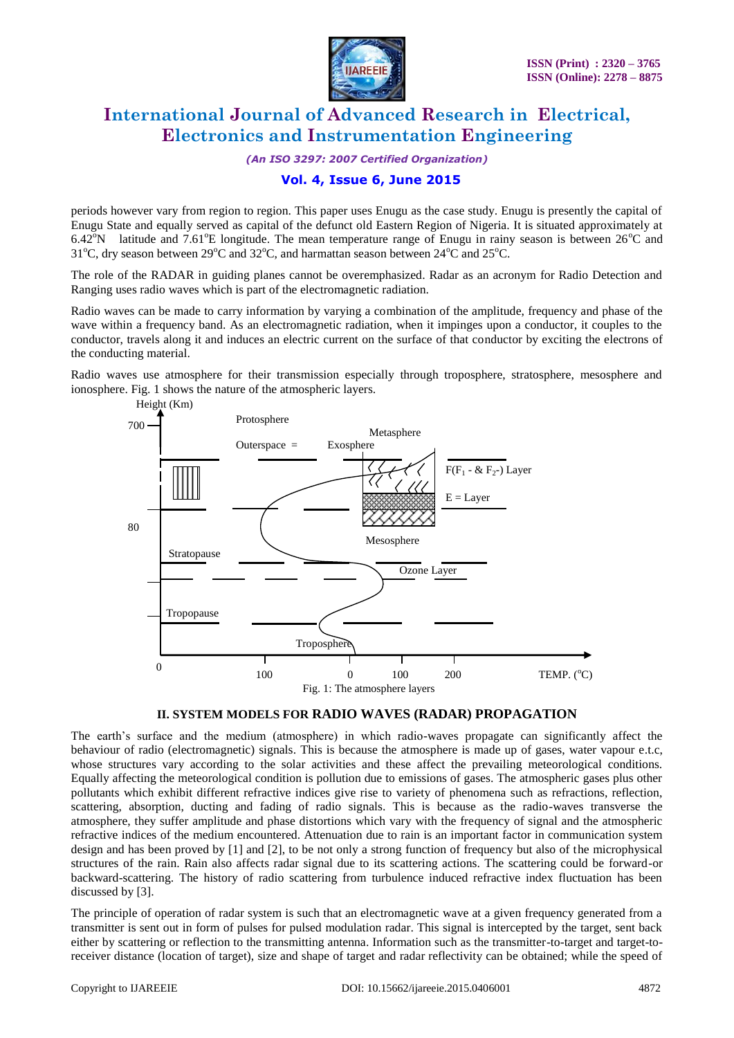periods however vary from region to region. This paper uses Enugu as the case study. Enugu is presently the capital of Enugu State and equally served as capital of the defunct old Eastern Region of Nigeria. It is situated approximately at 6.42°N latitude and 7.61°E longitude. The mean temperature range of Enugu in rainy season is between 26°C and 31°C, dry season between 29°C and 32°C, and harmattan season between 24°C and 25°C.

The role of the RADAR in guiding planes cannot be overemphasized. Radar as an acronym for Radio Detection and Ranging uses radio waves which is part of the electromagnetic radiation.

Radio waves can be made to carry information by varying a combination of the amplitude, frequency and phase of the wave within a frequency band. As an electromagnetic radiation, when it impinges upon a conductor, it couples to the conductor, travels along it and induces an electric current on the surface of that conductor by exciting the electrons of the conducting material.

Radio waves use atmosphere for their transmission especially through troposphere, stratosphere, mesosphere and ionosphere. Fig. 1 shows the nature of the atmospheric layers.

Fig. 1: The atmosphere layers

## II. SYSTEM MODELS FOR RADIO WAVES (RADAR) PROPAGATION

The earth's surface and the medium (atmosphere) in which radio-waves propagate can significantly affect the behaviour of radio (electromagnetic) signals. This is because the atmosphere is made up of gases, water vapour e.t.c, whose structures vary according to the solar activities and these affect the prevailing meteorological conditions. Equally affecting the meteorological condition is pollution due to emissions of gases. The atmospheric gases plus other pollutants which exhibit different refractive indices give rise to variety of phenomena such as refractions, reflection, scattering, absorption, ducting and fading of radio signals. This is because as the radio-waves transverse the atmosphere, they suffer amplitude and phase distortions which vary with the frequency of signal and the atmospheric refractive indices of the medium encountered. Attenuation due to rain is an important factor in communication system design and has been proved by [1] and [2], to be not only a strong function of frequency but also of the microphysical structures of the rain. Rain also affects radar signal due to its scattering actions. The scattering could be forward-or backward-scattering. The history of radio scattering from turbulence induced refractive index fluctuation has been discussed by [3].

The principle of operation of radar system is such that an electromagnetic wave at a given frequency generated from a transmitter is sent out in form of pulses for pulsed modulation radar. This signal is intercepted by the target, sent back either by scattering or reflection to the transmitting antenna. Information such as the transmitter-to-target and target-to-receiver distance (location of target), size and shape of target and radar reflectivity can be obtained; while the speed of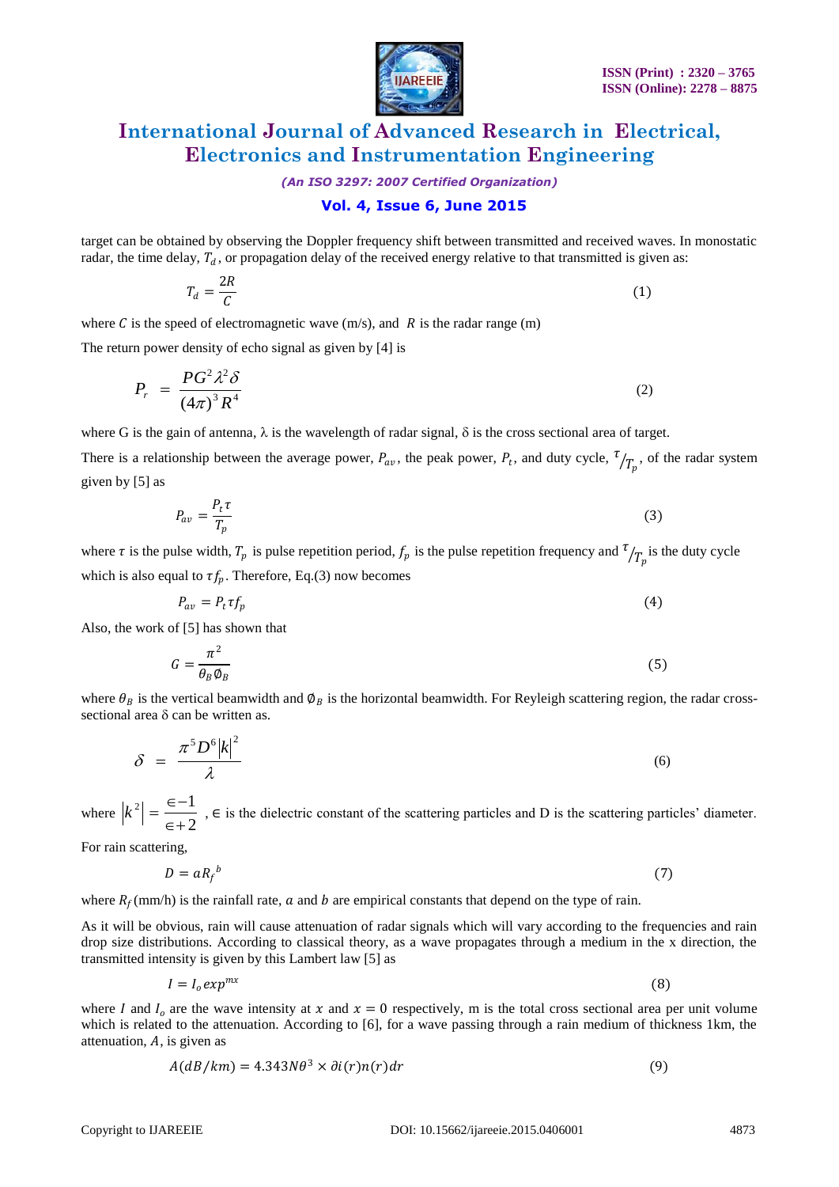target can be obtained by observing the Doppler frequency shift between transmitted and received waves. In monostatic radar, the time delay, $T_d$, or propagation delay of the received energy relative to that transmitted is given as:

$$T_d = \frac{2R}{C} \tag{1}$$

where $C$ is the speed of electromagnetic wave (m/s), and $R$ is the radar range (m)

The return power density of echo signal as given by [4] is

$$P_r = \frac{PG^2\lambda^2\delta}{(4\pi)^3 R^4} \tag{2}$$

where G is the gain of antenna, λ is the wavelength of radar signal, δ is the cross sectional area of target.

There is a relationship between the average power, $P_{av}$, the peak power, $P_t$, and duty cycle, $\tau/T_p$, of the radar system given by [5] as

$$P_{av} = \frac{P_t \tau}{T_p} \tag{3}$$

where $\tau$ is the pulse width, $T_p$ is pulse repetition period, $f_p$ is the pulse repetition frequency and $\tau/T_p$ is the duty cycle which is also equal to $\tau f_p$. Therefore, Eq.(3) now becomes

$$P_{av} = P_t \tau f_p \tag{4}$$

Also, the work of [5] has shown that

$$G = \frac{\pi^2}{\theta_B \emptyset_B} \tag{5}$$

where $\theta_B$ is the vertical beamwidth and $\emptyset_B$ is the horizontal beamwidth. For Reyleigh scattering region, the radar cross-sectional area δ can be written as.

$$\delta = \frac{\pi^5 D^6 |k|^2}{\lambda} \tag{6}$$

where $\left|k^2\right| = \frac{\in -1}{\in +2}$, $\in$ is the dielectric constant of the scattering particles and D is the scattering particles' diameter.

For rain scattering,

$$D = aR_f{}^b \tag{7}$$

where $R_f$ (mm/h) is the rainfall rate, $a$ and $b$ are empirical constants that depend on the type of rain.

As it will be obvious, rain will cause attenuation of radar signals which will vary according to the frequencies and rain drop size distributions. According to classical theory, as a wave propagates through a medium in the x direction, the transmitted intensity is given by this Lambert law [5] as

$$I = I_o exp^{mx} \tag{8}$$

where $I$ and $I_o$ are the wave intensity at $x$ and $x = 0$ respectively, m is the total cross sectional area per unit volume which is related to the attenuation. According to [6], for a wave passing through a rain medium of thickness 1km, the attenuation, $A$, is given as

$$A(dB/km) = 4.343N\theta^3 \times \partial i(r)n(r)dr \tag{9}$$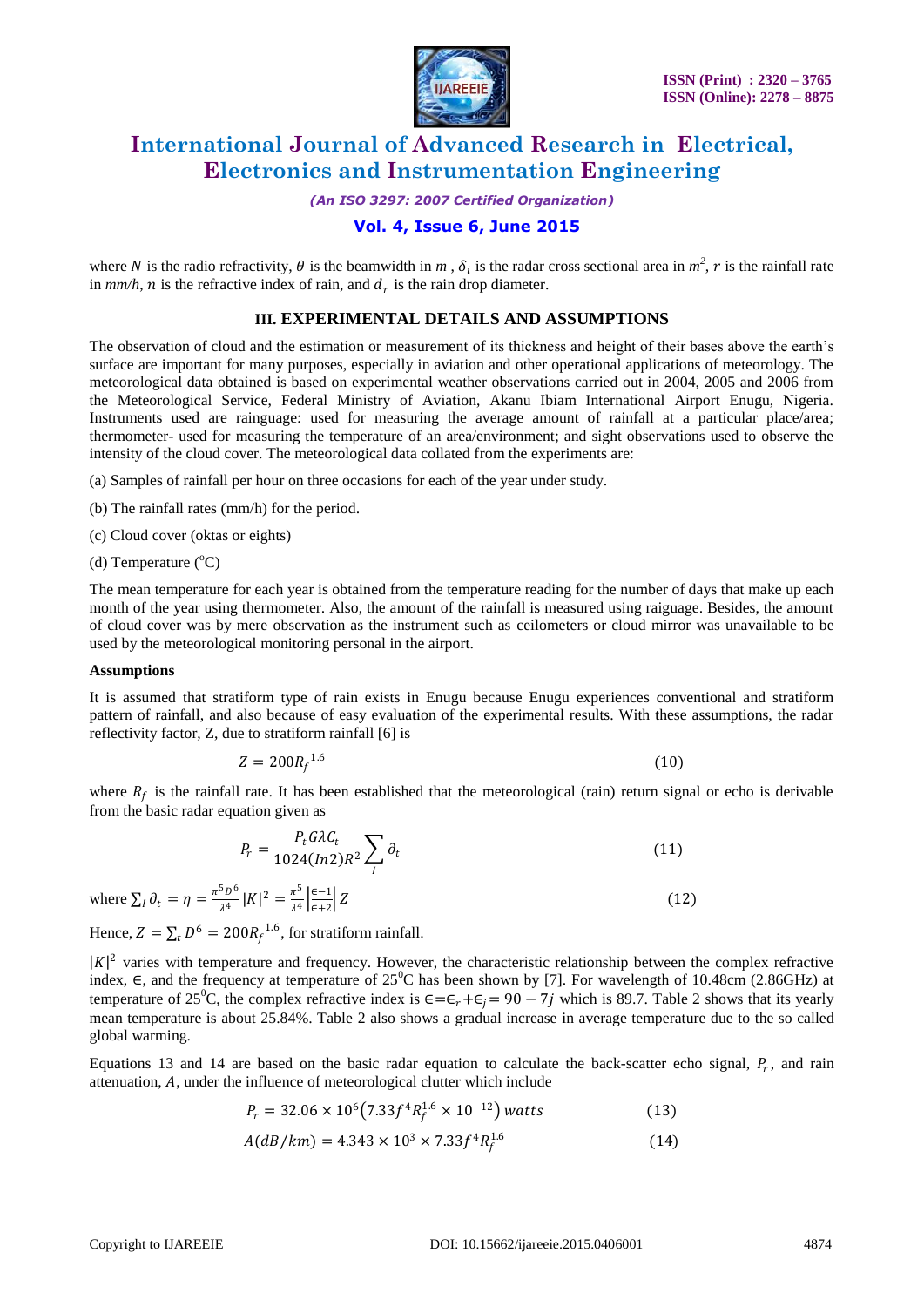where $N$ is the radio refractivity, $\theta$ is the beamwidth in $m$ , $\delta_i$ is the radar cross sectional area in $m^2$, $r$ is the rainfall rate in *mm/h*, $n$ is the refractive index of rain, and $d_r$ is the rain drop diameter.

## III. EXPERIMENTAL DETAILS AND ASSUMPTIONS

The observation of cloud and the estimation or measurement of its thickness and height of their bases above the earth's surface are important for many purposes, especially in aviation and other operational applications of meteorology. The meteorological data obtained is based on experimental weather observations carried out in 2004, 2005 and 2006 from the Meteorological Service, Federal Ministry of Aviation, Akanu Ibiam International Airport Enugu, Nigeria. Instruments used are rainguage: used for measuring the average amount of rainfall at a particular place/area; thermometer- used for measuring the temperature of an area/environment; and sight observations used to observe the intensity of the cloud cover. The meteorological data collated from the experiments are:

(a) Samples of rainfall per hour on three occasions for each of the year under study.

(b) The rainfall rates (mm/h) for the period.

(c) Cloud cover (oktas or eights)

(d) Temperature ($^o$C)

The mean temperature for each year is obtained from the temperature reading for the number of days that make up each month of the year using thermometer. Also, the amount of the rainfall is measured using raiguage. Besides, the amount of cloud cover was by mere observation as the instrument such as ceilometers or cloud mirror was unavailable to be used by the meteorological monitoring personal in the airport.

**Assumptions**

It is assumed that stratiform type of rain exists in Enugu because Enugu experiences conventional and stratiform pattern of rainfall, and also because of easy evaluation of the experimental results. With these assumptions, the radar reflectivity factor, Z, due to stratiform rainfall [6] is

$$Z = 200{R_f}^{1.6} \qquad (10)$$

where $R_f$ is the rainfall rate. It has been established that the meteorological (rain) return signal or echo is derivable from the basic radar equation given as

$$P_r = \frac{P_t G \lambda C_t}{1024(In2)R^2} \sum_I \partial_t \qquad (11)$$

where $\sum_I \partial_t = \eta = \frac{\pi^5 D^6}{\lambda^4} |K|^2 = \frac{\pi^5}{\lambda^4} \left| \frac{\epsilon - 1}{\epsilon + 2} \right| Z \qquad (12)$

Hence, $Z = \sum_t D^6 = 200{R_f}^{1.6}$, for stratiform rainfall.

$|K|^2$ varies with temperature and frequency. However, the characteristic relationship between the complex refractive index, $\epsilon$, and the frequency at temperature of 25$^0$C has been shown by [7]. For wavelength of 10.48cm (2.86GHz) at temperature of 25$^0$C, the complex refractive index is $\epsilon = \epsilon_r + \epsilon_j = 90 - 7j$ which is 89.7. Table 2 shows that its yearly mean temperature is about 25.84%. Table 2 also shows a gradual increase in average temperature due to the so called global warming.

Equations 13 and 14 are based on the basic radar equation to calculate the back-scatter echo signal, $P_r$, and rain attenuation, $A$, under the influence of meteorological clutter which include

$$P_r = 32.06 \times 10^6 \left(7.33 f^4 R_f^{1.6} \times 10^{-12}\right) watts \qquad (13)$$

$$A(dB/km) = 4.343 \times 10^3 \times 7.33 f^4 R_f^{1.6} \qquad (14)$$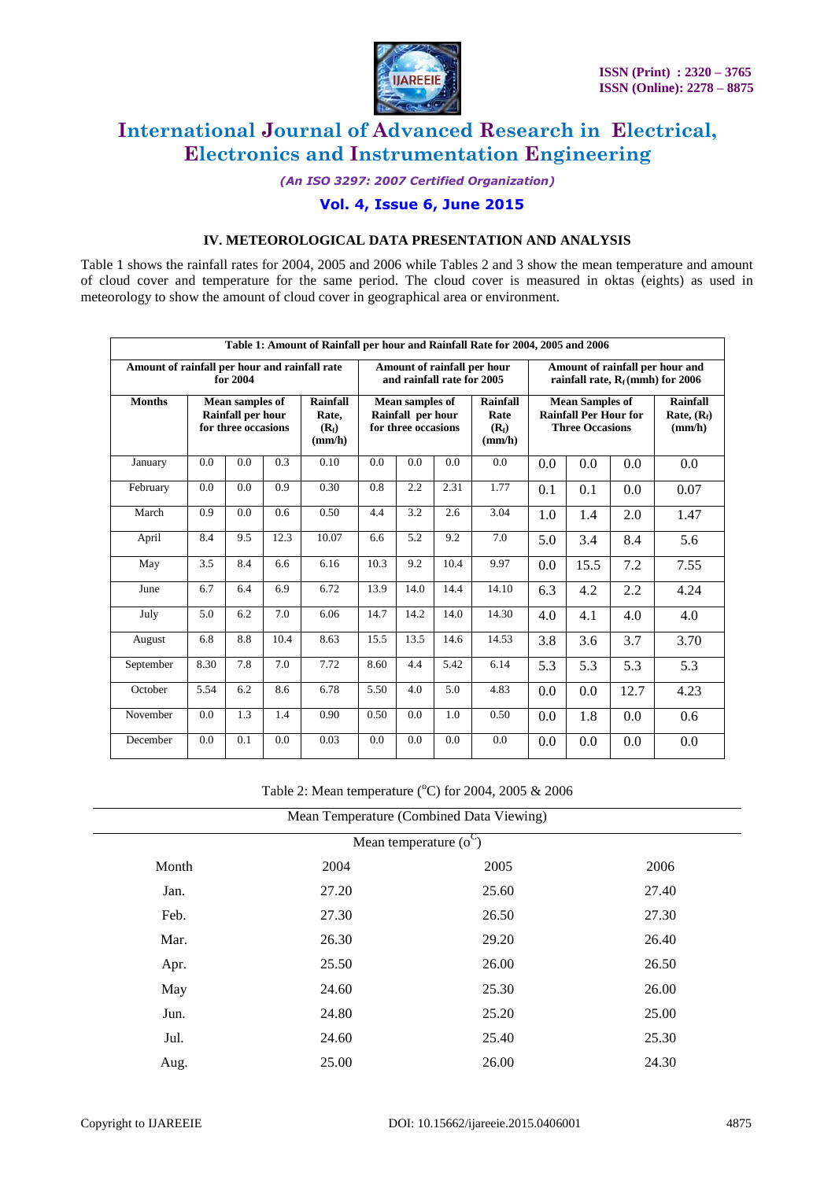### IV. METEOROLOGICAL DATA PRESENTATION AND ANALYSIS

Table 1 shows the rainfall rates for 2004, 2005 and 2006 while Tables 2 and 3 show the mean temperature and amount of cloud cover and temperature for the same period. The cloud cover is measured in oktas (eights) as used in meteorology to show the amount of cloud cover in geographical area or environment.

**Table 1: Amount of Rainfall per hour and Rainfall Rate for 2004, 2005 and 2006**

| | Amount of rainfall per hour and rainfall rate for 2004 | | | | Amount of rainfall per hour and rainfall rate for 2005 | | | | Amount of rainfall per hour and rainfall rate, $R_f$ (mmh) for 2006 | | | |
|---|---|---|---|---|---|---|---|---|---|---|---|---|
| **Months** | **Mean samples of Rainfall per hour for three occasions** | | | **Rainfall Rate, ($R_f$) (mm/h)** | **Mean samples of Rainfall per hour for three occasions** | | | **Rainfall Rate ($R_f$) (mm/h)** | **Mean Samples of Rainfall Per Hour for Three Occasions** | | | **Rainfall Rate, ($R_f$) (mm/h)** |
| January | 0.0 | 0.0 | 0.3 | 0.10 | 0.0 | 0.0 | 0.0 | 0.0 | 0.0 | 0.0 | 0.0 | 0.0 |
| February | 0.0 | 0.0 | 0.9 | 0.30 | 0.8 | 2.2 | 2.31 | 1.77 | 0.1 | 0.1 | 0.0 | 0.07 |
| March | 0.9 | 0.0 | 0.6 | 0.50 | 4.4 | 3.2 | 2.6 | 3.04 | 1.0 | 1.4 | 2.0 | 1.47 |
| April | 8.4 | 9.5 | 12.3 | 10.07 | 6.6 | 5.2 | 9.2 | 7.0 | 5.0 | 3.4 | 8.4 | 5.6 |
| May | 3.5 | 8.4 | 6.6 | 6.16 | 10.3 | 9.2 | 10.4 | 9.97 | 0.0 | 15.5 | 7.2 | 7.55 |
| June | 6.7 | 6.4 | 6.9 | 6.72 | 13.9 | 14.0 | 14.4 | 14.10 | 6.3 | 4.2 | 2.2 | 4.24 |
| July | 5.0 | 6.2 | 7.0 | 6.06 | 14.7 | 14.2 | 14.0 | 14.30 | 4.0 | 4.1 | 4.0 | 4.0 |
| August | 6.8 | 8.8 | 10.4 | 8.63 | 15.5 | 13.5 | 14.6 | 14.53 | 3.8 | 3.6 | 3.7 | 3.70 |
| September | 8.30 | 7.8 | 7.0 | 7.72 | 8.60 | 4.4 | 5.42 | 6.14 | 5.3 | 5.3 | 5.3 | 5.3 |
| October | 5.54 | 6.2 | 8.6 | 6.78 | 5.50 | 4.0 | 5.0 | 4.83 | 0.0 | 0.0 | 12.7 | 4.23 |
| November | 0.0 | 1.3 | 1.4 | 0.90 | 0.50 | 0.0 | 1.0 | 0.50 | 0.0 | 1.8 | 0.0 | 0.6 |
| December | 0.0 | 0.1 | 0.0 | 0.03 | 0.0 | 0.0 | 0.0 | 0.0 | 0.0 | 0.0 | 0.0 | 0.0 |

Table 2: Mean temperature ($^oC$) for 2004, 2005 & 2006

| Mean Temperature (Combined Data Viewing) | | | |
|---|---|---|---|
| | Mean temperature ($o^C$) | | |
| Month | 2004 | 2005 | 2006 |
| Jan. | 27.20 | 25.60 | 27.40 |
| Feb. | 27.30 | 26.50 | 27.30 |
| Mar. | 26.30 | 29.20 | 26.40 |
| Apr. | 25.50 | 26.00 | 26.50 |
| May | 24.60 | 25.30 | 26.00 |
| Jun. | 24.80 | 25.20 | 25.00 |
| Jul. | 24.60 | 25.40 | 25.30 |
| Aug. | 25.00 | 26.00 | 24.30 |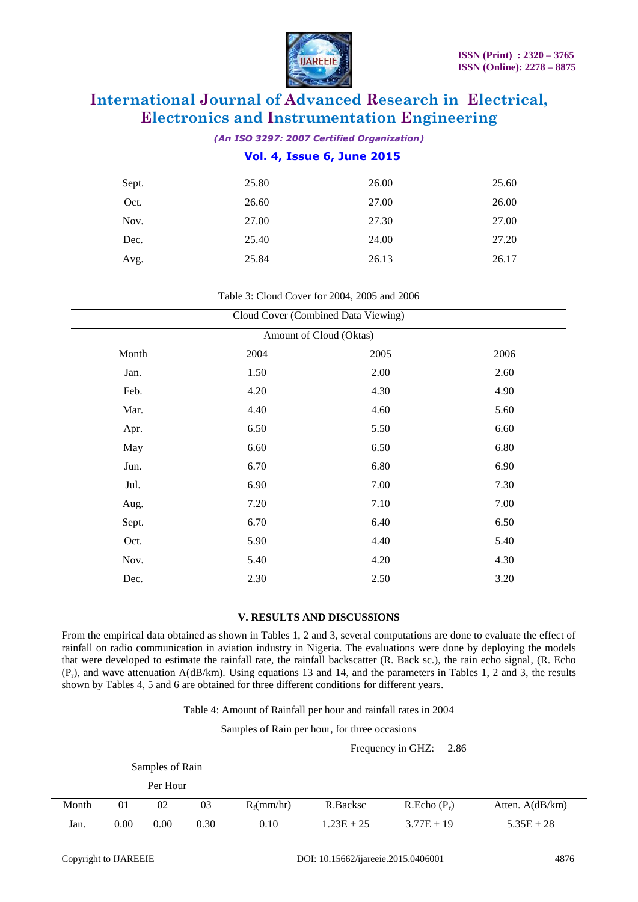| Sept. | 25.80 | 26.00 | 25.60 |
|---|---|---|---|
| Oct. | 26.60 | 27.00 | 26.00 |
| Nov. | 27.00 | 27.30 | 27.00 |
| Dec. | 25.40 | 24.00 | 27.20 |
| Avg. | 25.84 | 26.13 | 26.17 |

Table 3: Cloud Cover for 2004, 2005 and 2006

| Cloud Cover (Combined Data Viewing) | | | |
|---|---|---|---|
| | Amount of Cloud (Oktas) | | |
| Month | 2004 | 2005 | 2006 |
| Jan. | 1.50 | 2.00 | 2.60 |
| Feb. | 4.20 | 4.30 | 4.90 |
| Mar. | 4.40 | 4.60 | 5.60 |
| Apr. | 6.50 | 5.50 | 6.60 |
| May | 6.60 | 6.50 | 6.80 |
| Jun. | 6.70 | 6.80 | 6.90 |
| Jul. | 6.90 | 7.00 | 7.30 |
| Aug. | 7.20 | 7.10 | 7.00 |
| Sept. | 6.70 | 6.40 | 6.50 |
| Oct. | 5.90 | 4.40 | 5.40 |
| Nov. | 5.40 | 4.20 | 4.30 |
| Dec. | 2.30 | 2.50 | 3.20 |

## V. RESULTS AND DISCUSSIONS

From the empirical data obtained as shown in Tables 1, 2 and 3, several computations are done to evaluate the effect of rainfall on radio communication in aviation industry in Nigeria. The evaluations were done by deploying the models that were developed to estimate the rainfall rate, the rainfall backscatter (R. Back sc.), the rain echo signal, (R. Echo ($P_r$), and wave attenuation A(dB/km). Using equations 13 and 14, and the parameters in Tables 1, 2 and 3, the results shown by Tables 4, 5 and 6 are obtained for three different conditions for different years.

Table 4: Amount of Rainfall per hour and rainfall rates in 2004

| Samples of Rain per hour, for three occasions | | | | | | | |
|---|---|---|---|---|---|---|---|
| | | | | | Frequency in GHZ: 2.86 | | |
| | Samples of Rain Per Hour | | | | | | |
| Month | 01 | 02 | 03 | $R_f$(mm/hr) | R.Backsc | R.Echo ($P_r$) | Atten. A(dB/km) |
| Jan. | 0.00 | 0.00 | 0.30 | 0.10 | 1.23E + 25 | 3.77E + 19 | 5.35E + 28 |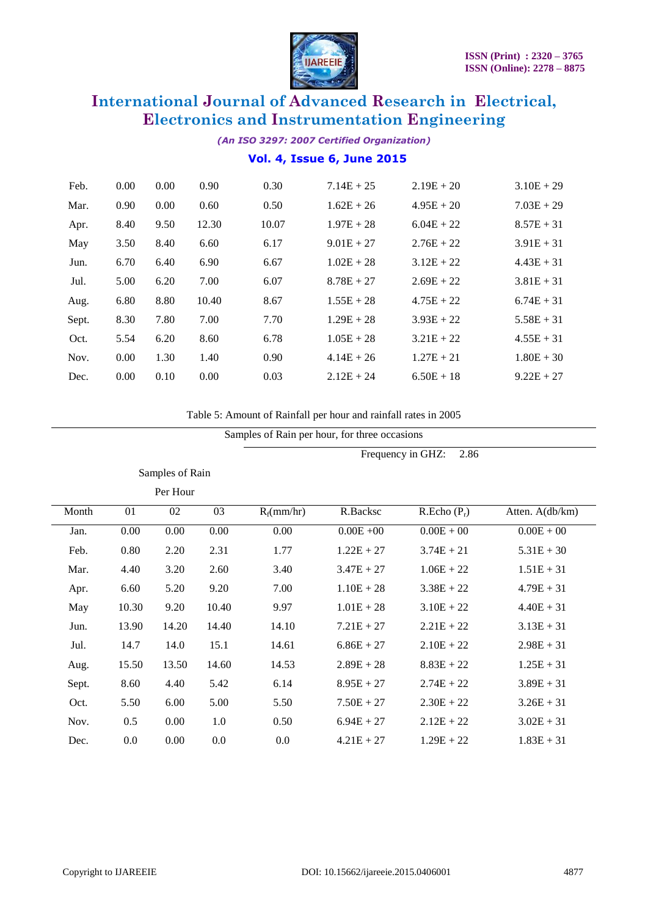| Feb. | 0.00 | 0.00 | 0.90 | 0.30 | 7.14E + 25 | 2.19E + 20 | 3.10E + 29 |
|---|---|---|---|---|---|---|---|
| Mar. | 0.90 | 0.00 | 0.60 | 0.50 | 1.62E + 26 | 4.95E + 20 | 7.03E + 29 |
| Apr. | 8.40 | 9.50 | 12.30 | 10.07 | 1.97E + 28 | 6.04E + 22 | 8.57E + 31 |
| May | 3.50 | 8.40 | 6.60 | 6.17 | 9.01E + 27 | 2.76E + 22 | 3.91E + 31 |
| Jun. | 6.70 | 6.40 | 6.90 | 6.67 | 1.02E + 28 | 3.12E + 22 | 4.43E + 31 |
| Jul. | 5.00 | 6.20 | 7.00 | 6.07 | 8.78E + 27 | 2.69E + 22 | 3.81E + 31 |
| Aug. | 6.80 | 8.80 | 10.40 | 8.67 | 1.55E + 28 | 4.75E + 22 | 6.74E + 31 |
| Sept. | 8.30 | 7.80 | 7.00 | 7.70 | 1.29E + 28 | 3.93E + 22 | 5.58E + 31 |
| Oct. | 5.54 | 6.20 | 8.60 | 6.78 | 1.05E + 28 | 3.21E + 22 | 4.55E + 31 |
| Nov. | 0.00 | 1.30 | 1.40 | 0.90 | 4.14E + 26 | 1.27E + 21 | 1.80E + 30 |
| Dec. | 0.00 | 0.10 | 0.00 | 0.03 | 2.12E + 24 | 6.50E + 18 | 9.22E + 27 |

Table 5: Amount of Rainfall per hour and rainfall rates in 2005

Samples of Rain per hour, for three occasions

Frequency in GHZ: 2.86

| Month | Samples of Rain Per Hour 01 | 02 | 03 | $R_f$(mm/hr) | R.Backsc | R.Echo ($P_r$) | Atten. A(db/km) |
|---|---|---|---|---|---|---|---|
| Jan. | 0.00 | 0.00 | 0.00 | 0.00 | 0.00E +00 | 0.00E + 00 | 0.00E + 00 |
| Feb. | 0.80 | 2.20 | 2.31 | 1.77 | 1.22E + 27 | 3.74E + 21 | 5.31E + 30 |
| Mar. | 4.40 | 3.20 | 2.60 | 3.40 | 3.47E + 27 | 1.06E + 22 | 1.51E + 31 |
| Apr. | 6.60 | 5.20 | 9.20 | 7.00 | 1.10E + 28 | 3.38E + 22 | 4.79E + 31 |
| May | 10.30 | 9.20 | 10.40 | 9.97 | 1.01E + 28 | 3.10E + 22 | 4.40E + 31 |
| Jun. | 13.90 | 14.20 | 14.40 | 14.10 | 7.21E + 27 | 2.21E + 22 | 3.13E + 31 |
| Jul. | 14.7 | 14.0 | 15.1 | 14.61 | 6.86E + 27 | 2.10E + 22 | 2.98E + 31 |
| Aug. | 15.50 | 13.50 | 14.60 | 14.53 | 2.89E + 28 | 8.83E + 22 | 1.25E + 31 |
| Sept. | 8.60 | 4.40 | 5.42 | 6.14 | 8.95E + 27 | 2.74E + 22 | 3.89E + 31 |
| Oct. | 5.50 | 6.00 | 5.00 | 5.50 | 7.50E + 27 | 2.30E + 22 | 3.26E + 31 |
| Nov. | 0.5 | 0.00 | 1.0 | 0.50 | 6.94E + 27 | 2.12E + 22 | 3.02E + 31 |
| Dec. | 0.0 | 0.00 | 0.0 | 0.0 | 4.21E + 27 | 1.29E + 22 | 1.83E + 31 |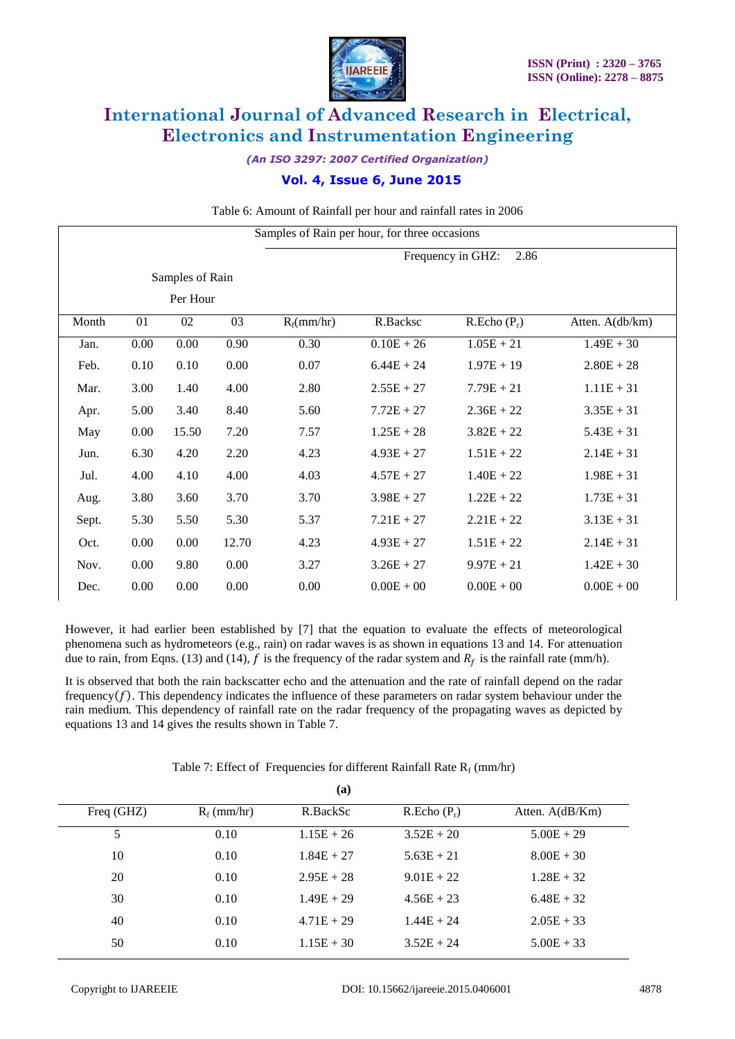Table 6: Amount of Rainfall per hour and rainfall rates in 2006

| Samples of Rain per hour, for three occasions | | | | | | | |
|---|---|---|---|---|---|---|---|
| | | | | Frequency in GHZ: 2.86 | | | |
| | Samples of Rain Per Hour | | | | | | |
| Month | 01 | 02 | 03 | $R_f$(mm/hr) | R.Backsc | R.Echo ($P_r$) | Atten. A(db/km) |
| Jan. | 0.00 | 0.00 | 0.90 | 0.30 | 0.10E + 26 | 1.05E + 21 | 1.49E + 30 |
| Feb. | 0.10 | 0.10 | 0.00 | 0.07 | 6.44E + 24 | 1.97E + 19 | 2.80E + 28 |
| Mar. | 3.00 | 1.40 | 4.00 | 2.80 | 2.55E + 27 | 7.79E + 21 | 1.11E + 31 |
| Apr. | 5.00 | 3.40 | 8.40 | 5.60 | 7.72E + 27 | 2.36E + 22 | 3.35E + 31 |
| May | 0.00 | 15.50 | 7.20 | 7.57 | 1.25E + 28 | 3.82E + 22 | 5.43E + 31 |
| Jun. | 6.30 | 4.20 | 2.20 | 4.23 | 4.93E + 27 | 1.51E + 22 | 2.14E + 31 |
| Jul. | 4.00 | 4.10 | 4.00 | 4.03 | 4.57E + 27 | 1.40E + 22 | 1.98E + 31 |
| Aug. | 3.80 | 3.60 | 3.70 | 3.70 | 3.98E + 27 | 1.22E + 22 | 1.73E + 31 |
| Sept. | 5.30 | 5.50 | 5.30 | 5.37 | 7.21E + 27 | 2.21E + 22 | 3.13E + 31 |
| Oct. | 0.00 | 0.00 | 12.70 | 4.23 | 4.93E + 27 | 1.51E + 22 | 2.14E + 31 |
| Nov. | 0.00 | 9.80 | 0.00 | 3.27 | 3.26E + 27 | 9.97E + 21 | 1.42E + 30 |
| Dec. | 0.00 | 0.00 | 0.00 | 0.00 | 0.00E + 00 | 0.00E + 00 | 0.00E + 00 |

However, it had earlier been established by [7] that the equation to evaluate the effects of meteorological phenomena such as hydrometeors (e.g., rain) on radar waves is as shown in equations 13 and 14. For attenuation due to rain, from Eqns. (13) and (14), $f$ is the frequency of the radar system and $R_f$ is the rainfall rate (mm/h).

It is observed that both the rain backscatter echo and the attenuation and the rate of rainfall depend on the radar frequency($f$). This dependency indicates the influence of these parameters on radar system behaviour under the rain medium. This dependency of rainfall rate on the radar frequency of the propagating waves as depicted by equations 13 and 14 gives the results shown in Table 7.

Table 7: Effect of Frequencies for different Rainfall Rate $R_f$ (mm/hr)

**(a)**

| Freq (GHZ) | $R_f$ (mm/hr) | R.BackSc | R.Echo ($P_r$) | Atten. A(dB/Km) |
|---|---|---|---|---|
| 5 | 0.10 | 1.15E + 26 | 3.52E + 20 | 5.00E + 29 |
| 10 | 0.10 | 1.84E + 27 | 5.63E + 21 | 8.00E + 30 |
| 20 | 0.10 | 2.95E + 28 | 9.01E + 22 | 1.28E + 32 |
| 30 | 0.10 | 1.49E + 29 | 4.56E + 23 | 6.48E + 32 |
| 40 | 0.10 | 4.71E + 29 | 1.44E + 24 | 2.05E + 33 |
| 50 | 0.10 | 1.15E + 30 | 3.52E + 24 | 5.00E + 33 |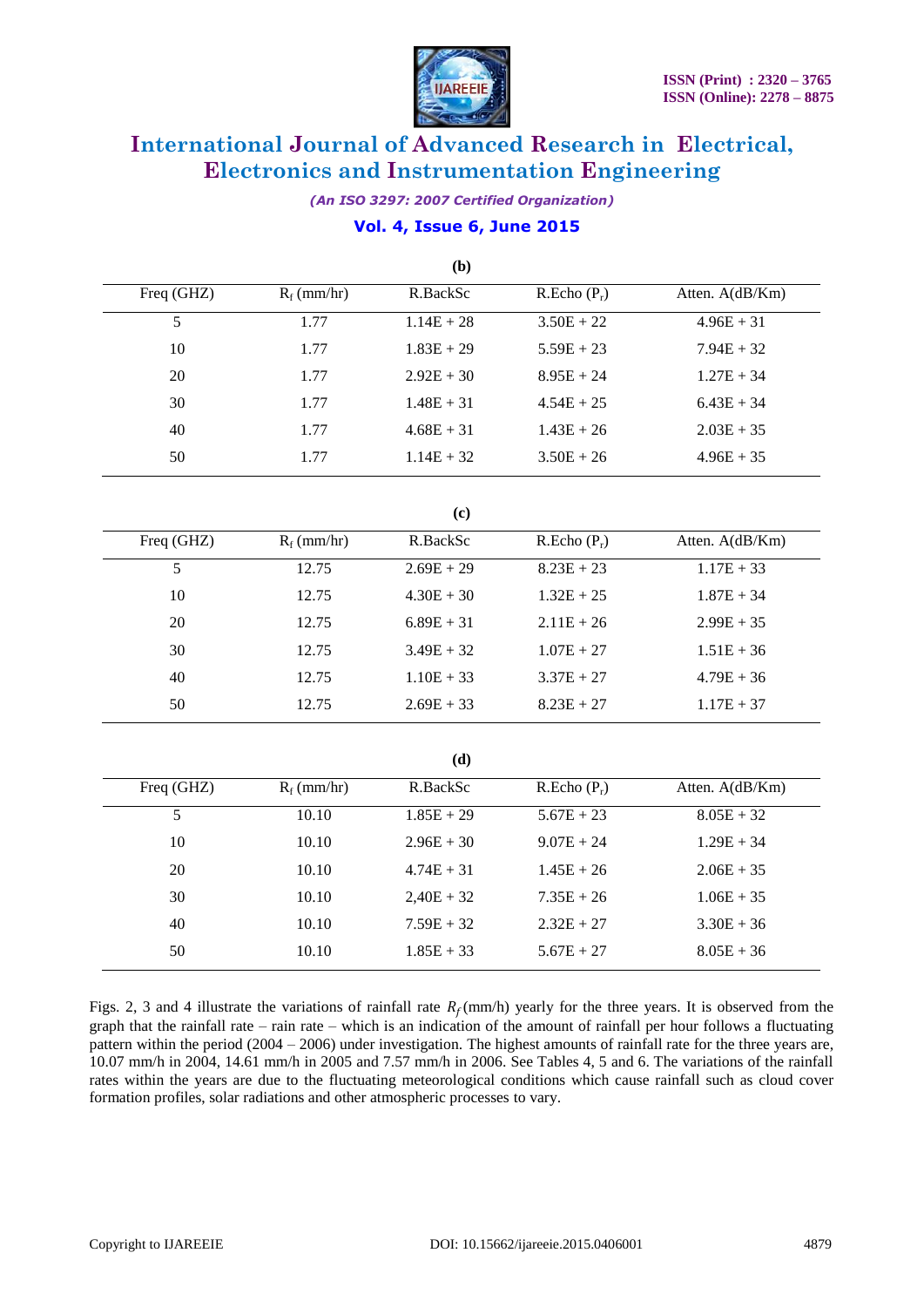**(b)**

| Freq (GHZ) | $R_f$ (mm/hr) | R.BackSc | R.Echo ($P_r$) | Atten. A(dB/Km) |
|---|---|---|---|---|
| 5 | 1.77 | 1.14E + 28 | 3.50E + 22 | 4.96E + 31 |
| 10 | 1.77 | 1.83E + 29 | 5.59E + 23 | 7.94E + 32 |
| 20 | 1.77 | 2.92E + 30 | 8.95E + 24 | 1.27E + 34 |
| 30 | 1.77 | 1.48E + 31 | 4.54E + 25 | 6.43E + 34 |
| 40 | 1.77 | 4.68E + 31 | 1.43E + 26 | 2.03E + 35 |
| 50 | 1.77 | 1.14E + 32 | 3.50E + 26 | 4.96E + 35 |

**(c)**

| Freq (GHZ) | $R_f$ (mm/hr) | R.BackSc | R.Echo ($P_r$) | Atten. A(dB/Km) |
|---|---|---|---|---|
| 5 | 12.75 | 2.69E + 29 | 8.23E + 23 | 1.17E + 33 |
| 10 | 12.75 | 4.30E + 30 | 1.32E + 25 | 1.87E + 34 |
| 20 | 12.75 | 6.89E + 31 | 2.11E + 26 | 2.99E + 35 |
| 30 | 12.75 | 3.49E + 32 | 1.07E + 27 | 1.51E + 36 |
| 40 | 12.75 | 1.10E + 33 | 3.37E + 27 | 4.79E + 36 |
| 50 | 12.75 | 2.69E + 33 | 8.23E + 27 | 1.17E + 37 |

**(d)**

| Freq (GHZ) | $R_f$ (mm/hr) | R.BackSc | R.Echo ($P_r$) | Atten. A(dB/Km) |
|---|---|---|---|---|
| 5 | 10.10 | 1.85E + 29 | 5.67E + 23 | 8.05E + 32 |
| 10 | 10.10 | 2.96E + 30 | 9.07E + 24 | 1.29E + 34 |
| 20 | 10.10 | 4.74E + 31 | 1.45E + 26 | 2.06E + 35 |
| 30 | 10.10 | 2,40E + 32 | 7.35E + 26 | 1.06E + 35 |
| 40 | 10.10 | 7.59E + 32 | 2.32E + 27 | 3.30E + 36 |
| 50 | 10.10 | 1.85E + 33 | 5.67E + 27 | 8.05E + 36 |

Figs. 2, 3 and 4 illustrate the variations of rainfall rate $R_f$(mm/h) yearly for the three years. It is observed from the graph that the rainfall rate – rain rate – which is an indication of the amount of rainfall per hour follows a fluctuating pattern within the period (2004 – 2006) under investigation. The highest amounts of rainfall rate for the three years are, 10.07 mm/h in 2004, 14.61 mm/h in 2005 and 7.57 mm/h in 2006. See Tables 4, 5 and 6. The variations of the rainfall rates within the years are due to the fluctuating meteorological conditions which cause rainfall such as cloud cover formation profiles, solar radiations and other atmospheric processes to vary.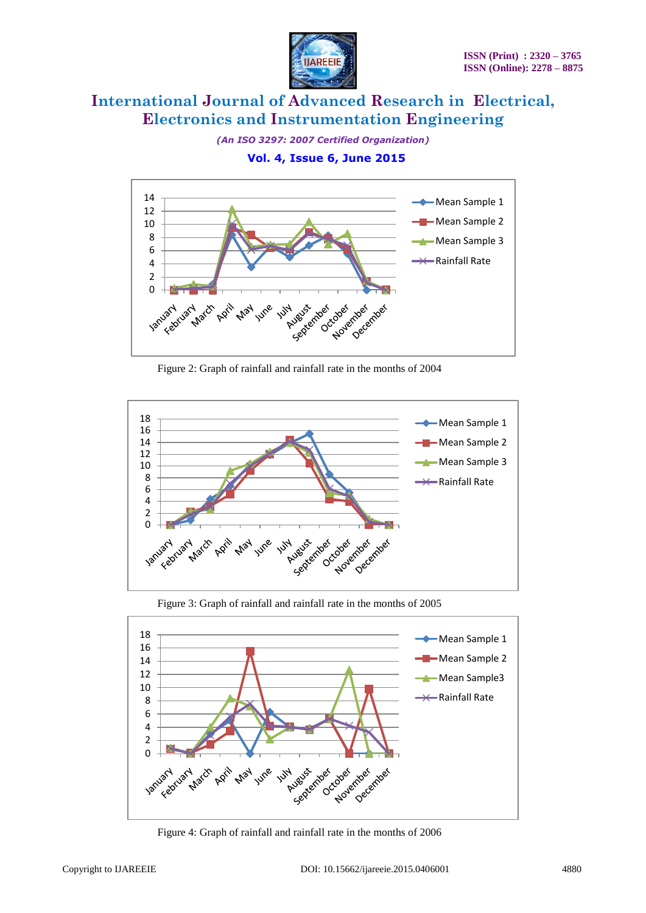Figure 2: Graph of rainfall and rainfall rate in the months of 2004

Figure 3: Graph of rainfall and rainfall rate in the months of 2005

Figure 4: Graph of rainfall and rainfall rate in the months of 2006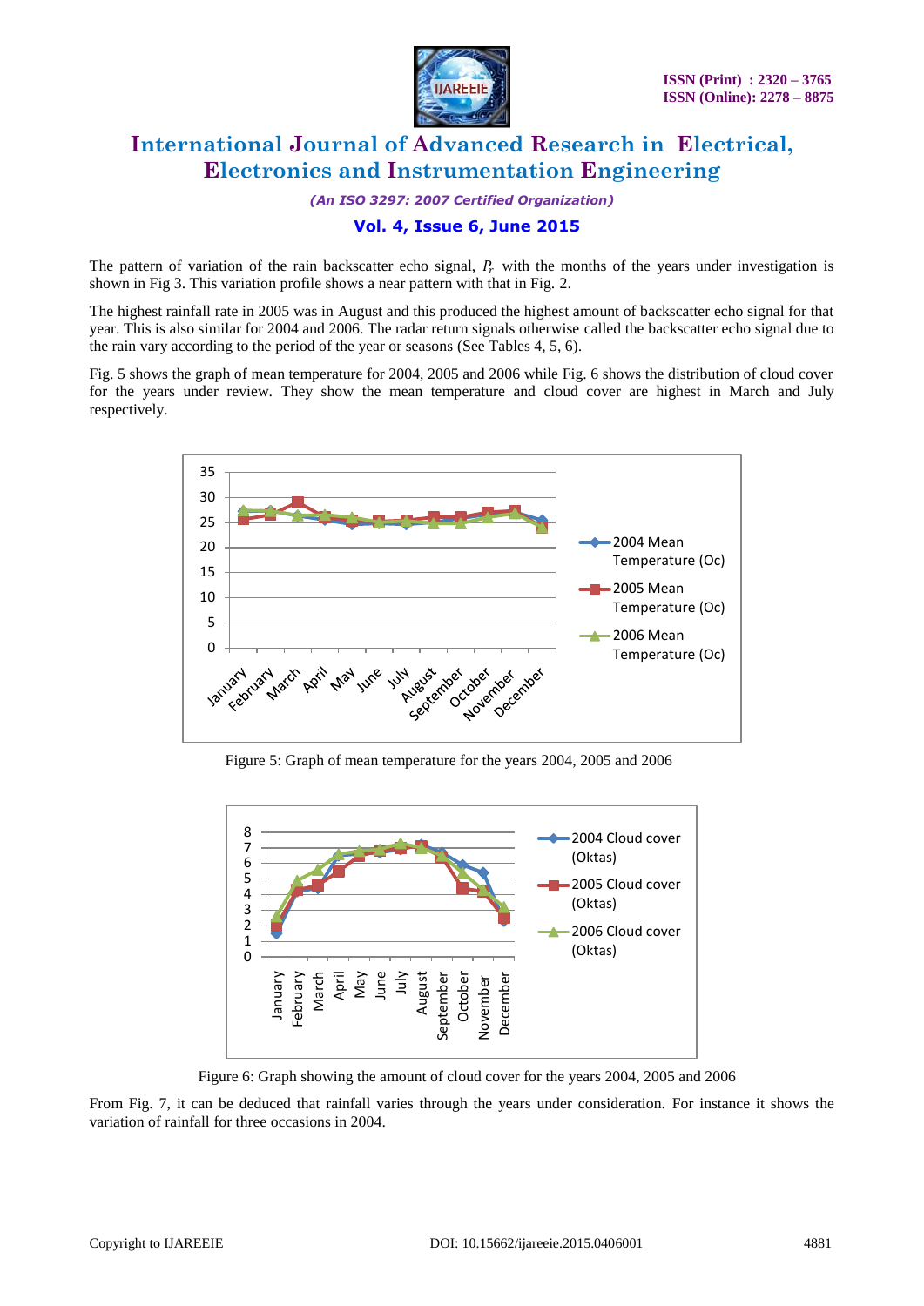The pattern of variation of the rain backscatter echo signal, $P_r$ with the months of the years under investigation is shown in Fig 3. This variation profile shows a near pattern with that in Fig. 2.

The highest rainfall rate in 2005 was in August and this produced the highest amount of backscatter echo signal for that year. This is also similar for 2004 and 2006. The radar return signals otherwise called the backscatter echo signal due to the rain vary according to the period of the year or seasons (See Tables 4, 5, 6).

Fig. 5 shows the graph of mean temperature for 2004, 2005 and 2006 while Fig. 6 shows the distribution of cloud cover for the years under review. They show the mean temperature and cloud cover are highest in March and July respectively.

Figure 5: Graph of mean temperature for the years 2004, 2005 and 2006

Figure 6: Graph showing the amount of cloud cover for the years 2004, 2005 and 2006

From Fig. 7, it can be deduced that rainfall varies through the years under consideration. For instance it shows the variation of rainfall for three occasions in 2004.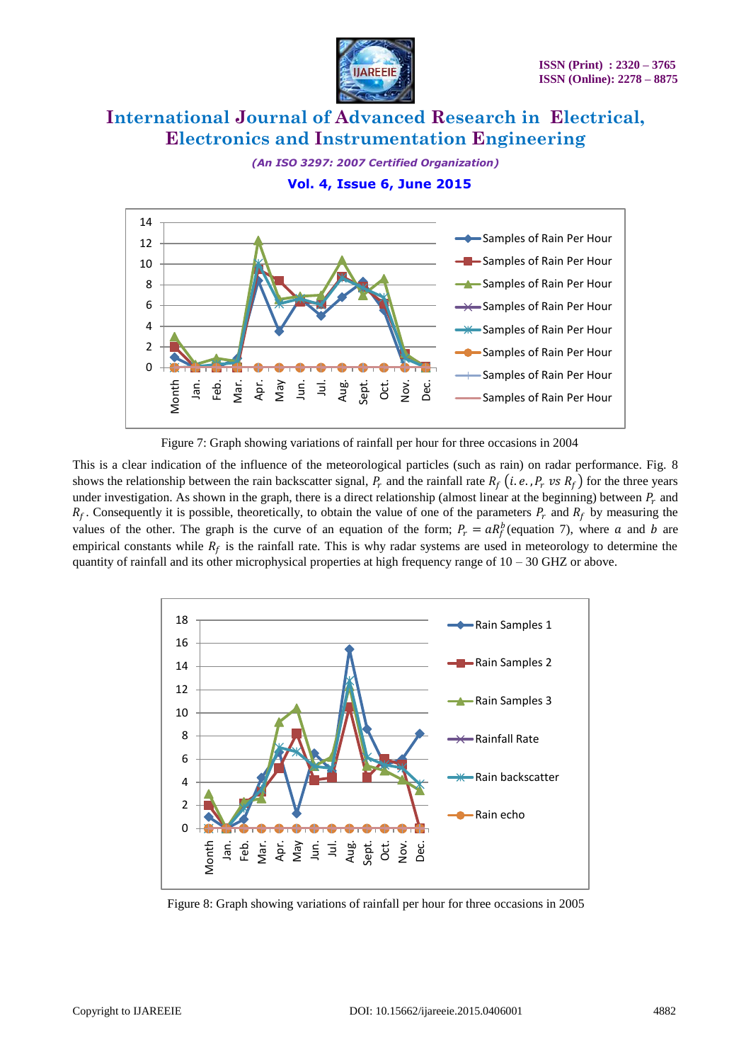Figure 7: Graph showing variations of rainfall per hour for three occasions in 2004

This is a clear indication of the influence of the meteorological particles (such as rain) on radar performance. Fig. 8 shows the relationship between the rain backscatter signal, $P_r$ and the rainfall rate $R_f$ $(i.e., P_r\ vs\ R_f)$ for the three years under investigation. As shown in the graph, there is a direct relationship (almost linear at the beginning) between $P_r$ and $R_f$. Consequently it is possible, theoretically, to obtain the value of one of the parameters $P_r$ and $R_f$ by measuring the values of the other. The graph is the curve of an equation of the form; $P_r = aR_f^b$ (equation 7), where $a$ and $b$ are empirical constants while $R_f$ is the rainfall rate. This is why radar systems are used in meteorology to determine the quantity of rainfall and its other microphysical properties at high frequency range of 10 – 30 GHZ or above.

Figure 8: Graph showing variations of rainfall per hour for three occasions in 2005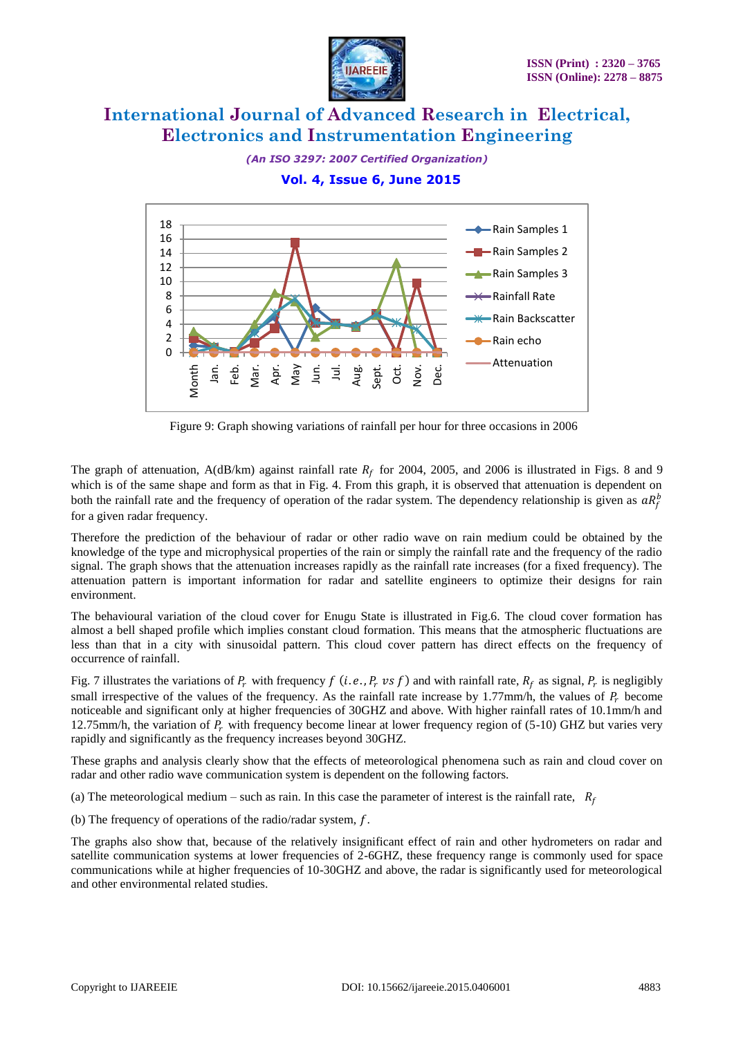Figure 9: Graph showing variations of rainfall per hour for three occasions in 2006

The graph of attenuation, A(dB/km) against rainfall rate $R_f$ for 2004, 2005, and 2006 is illustrated in Figs. 8 and 9 which is of the same shape and form as that in Fig. 4. From this graph, it is observed that attenuation is dependent on both the rainfall rate and the frequency of operation of the radar system. The dependency relationship is given as $aR_f^b$ for a given radar frequency.

Therefore the prediction of the behaviour of radar or other radio wave on rain medium could be obtained by the knowledge of the type and microphysical properties of the rain or simply the rainfall rate and the frequency of the radio signal. The graph shows that the attenuation increases rapidly as the rainfall rate increases (for a fixed frequency). The attenuation pattern is important information for radar and satellite engineers to optimize their designs for rain environment.

The behavioural variation of the cloud cover for Enugu State is illustrated in Fig.6. The cloud cover formation has almost a bell shaped profile which implies constant cloud formation. This means that the atmospheric fluctuations are less than that in a city with sinusoidal pattern. This cloud cover pattern has direct effects on the frequency of occurrence of rainfall.

Fig. 7 illustrates the variations of $P_r$ with frequency $f$ $(i.e., P_r \ vs\ f)$ and with rainfall rate, $R_f$ as signal, $P_r$ is negligibly small irrespective of the values of the frequency. As the rainfall rate increase by 1.77mm/h, the values of $P_r$ become noticeable and significant only at higher frequencies of 30GHZ and above. With higher rainfall rates of 10.1mm/h and 12.75mm/h, the variation of $P_r$ with frequency become linear at lower frequency region of (5-10) GHZ but varies very rapidly and significantly as the frequency increases beyond 30GHZ.

These graphs and analysis clearly show that the effects of meteorological phenomena such as rain and cloud cover on radar and other radio wave communication system is dependent on the following factors.

(a) The meteorological medium – such as rain. In this case the parameter of interest is the rainfall rate, $R_f$

(b) The frequency of operations of the radio/radar system, $f$.

The graphs also show that, because of the relatively insignificant effect of rain and other hydrometers on radar and satellite communication systems at lower frequencies of 2-6GHZ, these frequency range is commonly used for space communications while at higher frequencies of 10-30GHZ and above, the radar is significantly used for meteorological and other environmental related studies.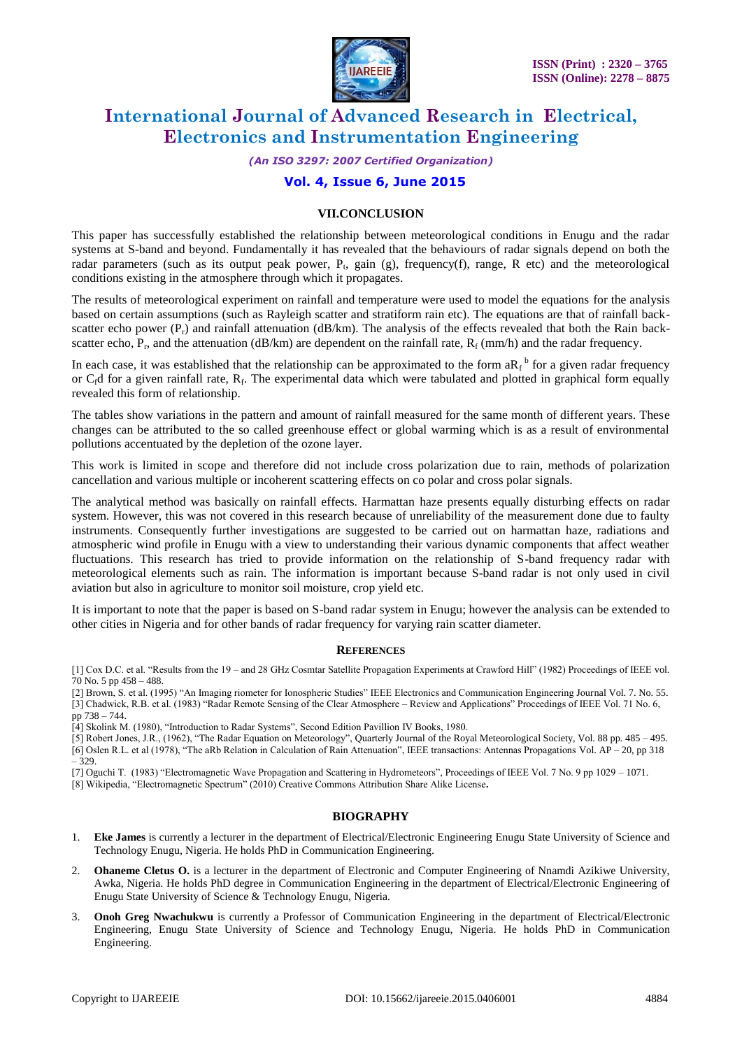## VII. CONCLUSION

This paper has successfully established the relationship between meteorological conditions in Enugu and the radar systems at S-band and beyond. Fundamentally it has revealed that the behaviours of radar signals depend on both the radar parameters (such as its output peak power, $P_t$, gain (g), frequency(f), range, R etc) and the meteorological conditions existing in the atmosphere through which it propagates.

The results of meteorological experiment on rainfall and temperature were used to model the equations for the analysis based on certain assumptions (such as Rayleigh scatter and stratiform rain etc). The equations are that of rainfall back-scatter echo power ($P_r$) and rainfall attenuation (dB/km). The analysis of the effects revealed that both the Rain back-scatter echo, $P_r$, and the attenuation (dB/km) are dependent on the rainfall rate, $R_f$ (mm/h) and the radar frequency.

In each case, it was established that the relationship can be approximated to the form $aR_f^{\ b}$ for a given radar frequency or $C_f d$ for a given rainfall rate, $R_f$. The experimental data which were tabulated and plotted in graphical form equally revealed this form of relationship.

The tables show variations in the pattern and amount of rainfall measured for the same month of different years. These changes can be attributed to the so called greenhouse effect or global warming which is as a result of environmental pollutions accentuated by the depletion of the ozone layer.

This work is limited in scope and therefore did not include cross polarization due to rain, methods of polarization cancellation and various multiple or incoherent scattering effects on co polar and cross polar signals.

The analytical method was basically on rainfall effects. Harmattan haze presents equally disturbing effects on radar system. However, this was not covered in this research because of unreliability of the measurement done due to faulty instruments. Consequently further investigations are suggested to be carried out on harmattan haze, radiations and atmospheric wind profile in Enugu with a view to understanding their various dynamic components that affect weather fluctuations. This research has tried to provide information on the relationship of S-band frequency radar with meteorological elements such as rain. The information is important because S-band radar is not only used in civil aviation but also in agriculture to monitor soil moisture, crop yield etc.

It is important to note that the paper is based on S-band radar system in Enugu; however the analysis can be extended to other cities in Nigeria and for other bands of radar frequency for varying rain scatter diameter.

## REFERENCES

[1] Cox D.C. et al. "Results from the 19 – and 28 GHz Cosmtar Satellite Propagation Experiments at Crawford Hill" (1982) Proceedings of IEEE vol. 70 No. 5 pp 458 – 488.

[2] Brown, S. et al. (1995) "An Imaging riometer for Ionospheric Studies" IEEE Electronics and Communication Engineering Journal Vol. 7. No. 55.

[3] Chadwick, R.B. et al. (1983) "Radar Remote Sensing of the Clear Atmosphere – Review and Applications" Proceedings of IEEE Vol. 71 No. 6, pp 738 – 744.

[4] Skolink M. (1980), "Introduction to Radar Systems", Second Edition Pavillion IV Books, 1980.

[5] Robert Jones, J.R., (1962), "The Radar Equation on Meteorology", Quarterly Journal of the Royal Meteorological Society, Vol. 88 pp. 485 – 495.

[6] Oslen R.L. et al (1978), "The aRb Relation in Calculation of Rain Attenuation", IEEE transactions: Antennas Propagations Vol. AP – 20, pp 318 – 329.

[7] Oguchi T. (1983) "Electromagnetic Wave Propagation and Scattering in Hydrometeors", Proceedings of IEEE Vol. 7 No. 9 pp 1029 – 1071.

[8] Wikipedia, "Electromagnetic Spectrum" (2010) Creative Commons Attribution Share Alike License.

## BIOGRAPHY

1. **Eke James** is currently a lecturer in the department of Electrical/Electronic Engineering Enugu State University of Science and Technology Enugu, Nigeria. He holds PhD in Communication Engineering.
2. **Ohaneme Cletus O.** is a lecturer in the department of Electronic and Computer Engineering of Nnamdi Azikiwe University, Awka, Nigeria. He holds PhD degree in Communication Engineering in the department of Electrical/Electronic Engineering of Enugu State University of Science & Technology Enugu, Nigeria.
3. **Onoh Greg Nwachukwu** is currently a Professor of Communication Engineering in the department of Electrical/Electronic Engineering, Enugu State University of Science and Technology Enugu, Nigeria. He holds PhD in Communication Engineering.